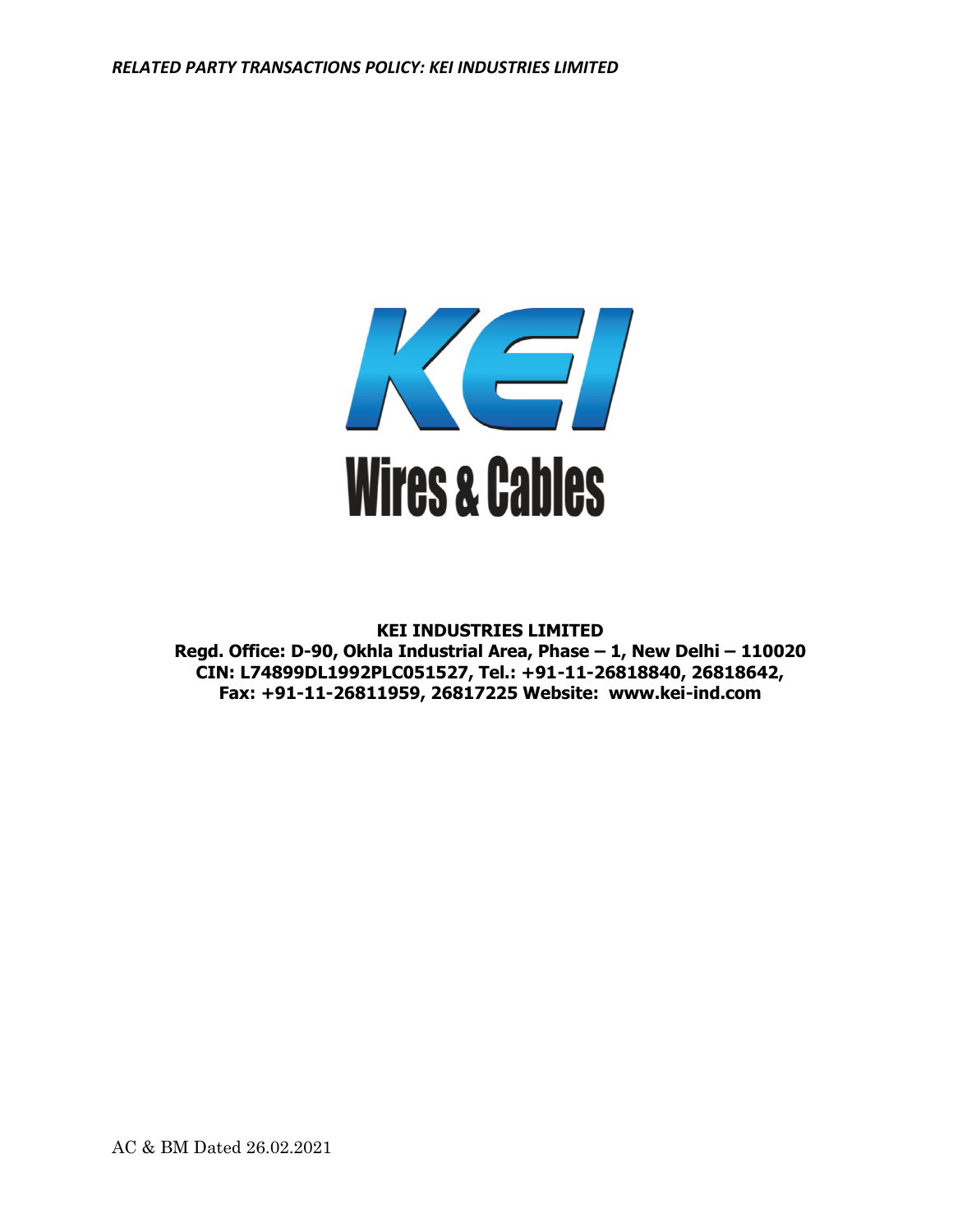*RELATED PARTY TRANSACTIONS POLICY: KEI INDUSTRIES LIMITED*

**KEI INDUSTRIES LIMITED**
**Regd. Office: D-90, Okhla Industrial Area, Phase – 1, New Delhi – 110020**
**CIN: L74899DL1992PLC051527, Tel.: +91-11-26818840, 26818642,**
**Fax: +91-11-26811959, 26817225 Website: www.kei-ind.com**

AC & BM Dated 26.02.2021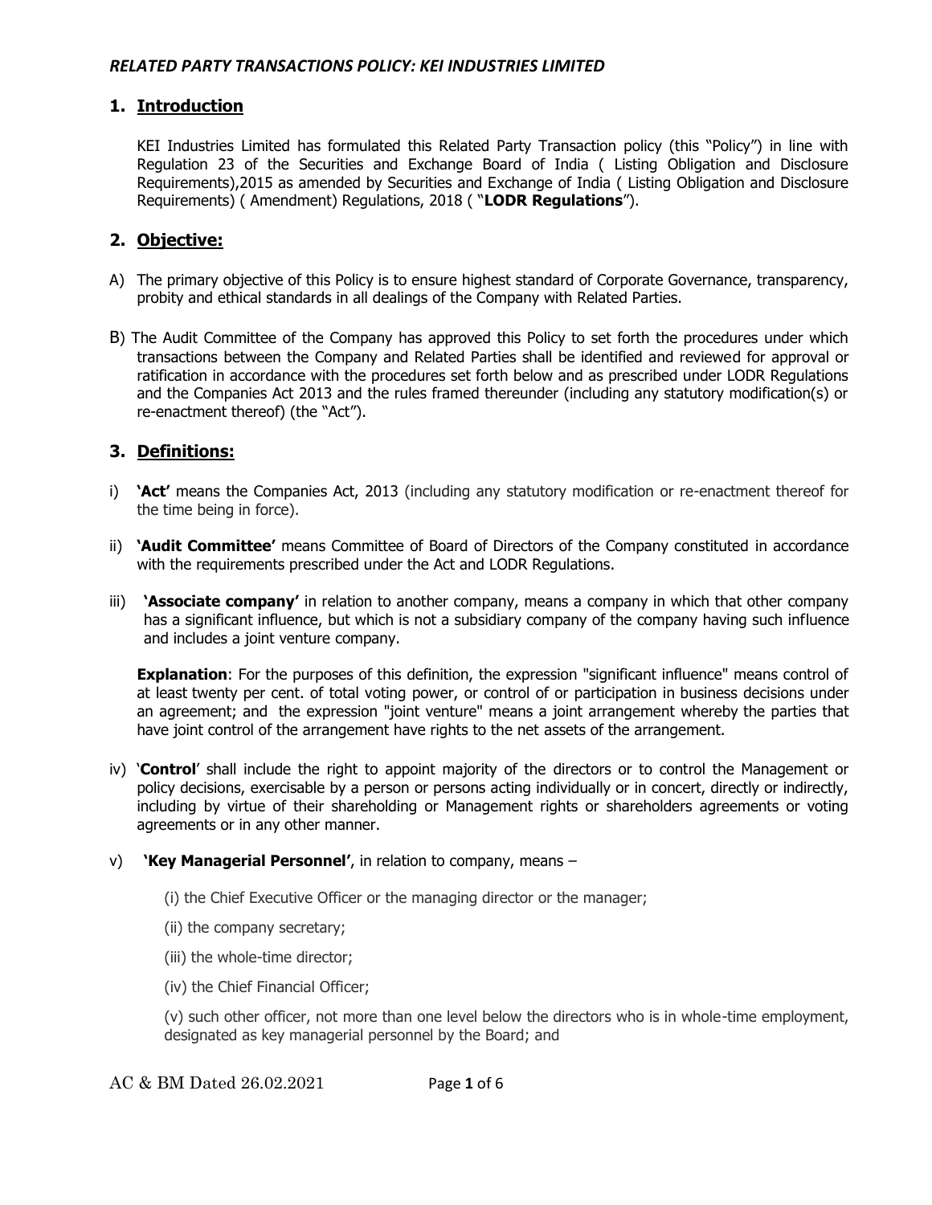*RELATED PARTY TRANSACTIONS POLICY: KEI INDUSTRIES LIMITED*

## 1. Introduction

KEI Industries Limited has formulated this Related Party Transaction policy (this "Policy") in line with Regulation 23 of the Securities and Exchange Board of India ( Listing Obligation and Disclosure Requirements),2015 as amended by Securities and Exchange of India ( Listing Obligation and Disclosure Requirements) ( Amendment) Regulations, 2018 ( "**LODR Regulations**").

## 2. Objective:

A) The primary objective of this Policy is to ensure highest standard of Corporate Governance, transparency, probity and ethical standards in all dealings of the Company with Related Parties.

B) The Audit Committee of the Company has approved this Policy to set forth the procedures under which transactions between the Company and Related Parties shall be identified and reviewed for approval or ratification in accordance with the procedures set forth below and as prescribed under LODR Regulations and the Companies Act 2013 and the rules framed thereunder (including any statutory modification(s) or re-enactment thereof) (the "Act").

## 3. Definitions:

i) **'Act'** means the Companies Act, 2013 (including any statutory modification or re-enactment thereof for the time being in force).

ii) **'Audit Committee'** means Committee of Board of Directors of the Company constituted in accordance with the requirements prescribed under the Act and LODR Regulations.

iii) **'Associate company'** in relation to another company, means a company in which that other company has a significant influence, but which is not a subsidiary company of the company having such influence and includes a joint venture company.

**Explanation**: For the purposes of this definition, the expression "significant influence" means control of at least twenty per cent. of total voting power, or control of or participation in business decisions under an agreement; and the expression "joint venture" means a joint arrangement whereby the parties that have joint control of the arrangement have rights to the net assets of the arrangement.

iv) '**Control**' shall include the right to appoint majority of the directors or to control the Management or policy decisions, exercisable by a person or persons acting individually or in concert, directly or indirectly, including by virtue of their shareholding or Management rights or shareholders agreements or voting agreements or in any other manner.

v) **'Key Managerial Personnel'**, in relation to company, means –

(i) the Chief Executive Officer or the managing director or the manager;

(ii) the company secretary;

(iii) the whole-time director;

(iv) the Chief Financial Officer;

(v) such other officer, not more than one level below the directors who is in whole-time employment, designated as key managerial personnel by the Board; and

AC & BM Dated 26.02.2021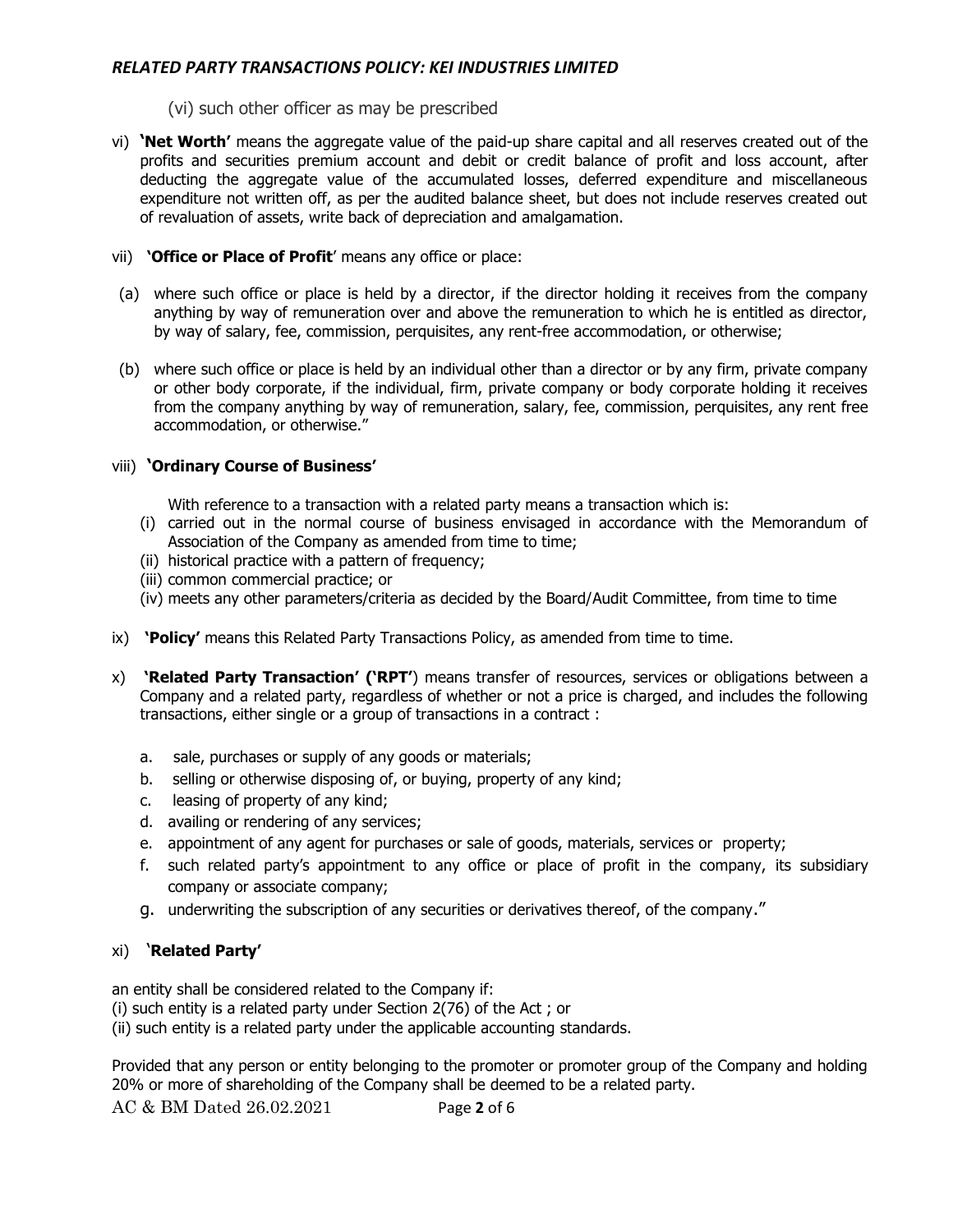(vi) such other officer as may be prescribed

vi) **'Net Worth'** means the aggregate value of the paid-up share capital and all reserves created out of the profits and securities premium account and debit or credit balance of profit and loss account, after deducting the aggregate value of the accumulated losses, deferred expenditure and miscellaneous expenditure not written off, as per the audited balance sheet, but does not include reserves created out of revaluation of assets, write back of depreciation and amalgamation.

vii) **'Office or Place of Profit'** means any office or place:

(a) where such office or place is held by a director, if the director holding it receives from the company anything by way of remuneration over and above the remuneration to which he is entitled as director, by way of salary, fee, commission, perquisites, any rent-free accommodation, or otherwise;

(b) where such office or place is held by an individual other than a director or by any firm, private company or other body corporate, if the individual, firm, private company or body corporate holding it receives from the company anything by way of remuneration, salary, fee, commission, perquisites, any rent free accommodation, or otherwise."

viii) **'Ordinary Course of Business'**

With reference to a transaction with a related party means a transaction which is:

(i) carried out in the normal course of business envisaged in accordance with the Memorandum of Association of the Company as amended from time to time;
(ii) historical practice with a pattern of frequency;
(iii) common commercial practice; or
(iv) meets any other parameters/criteria as decided by the Board/Audit Committee, from time to time

ix) **'Policy'** means this Related Party Transactions Policy, as amended from time to time.

x) **'Related Party Transaction' ('RPT'**) means transfer of resources, services or obligations between a Company and a related party, regardless of whether or not a price is charged, and includes the following transactions, either single or a group of transactions in a contract :

a. sale, purchases or supply of any goods or materials;
b. selling or otherwise disposing of, or buying, property of any kind;
c. leasing of property of any kind;
d. availing or rendering of any services;
e. appointment of any agent for purchases or sale of goods, materials, services or property;
f. such related party's appointment to any office or place of profit in the company, its subsidiary company or associate company;
g. underwriting the subscription of any securities or derivatives thereof, of the company."

xi) **'Related Party'**

an entity shall be considered related to the Company if:
(i) such entity is a related party under Section 2(76) of the Act ; or
(ii) such entity is a related party under the applicable accounting standards.

Provided that any person or entity belonging to the promoter or promoter group of the Company and holding 20% or more of shareholding of the Company shall be deemed to be a related party.

AC & BM Dated 26.02.2021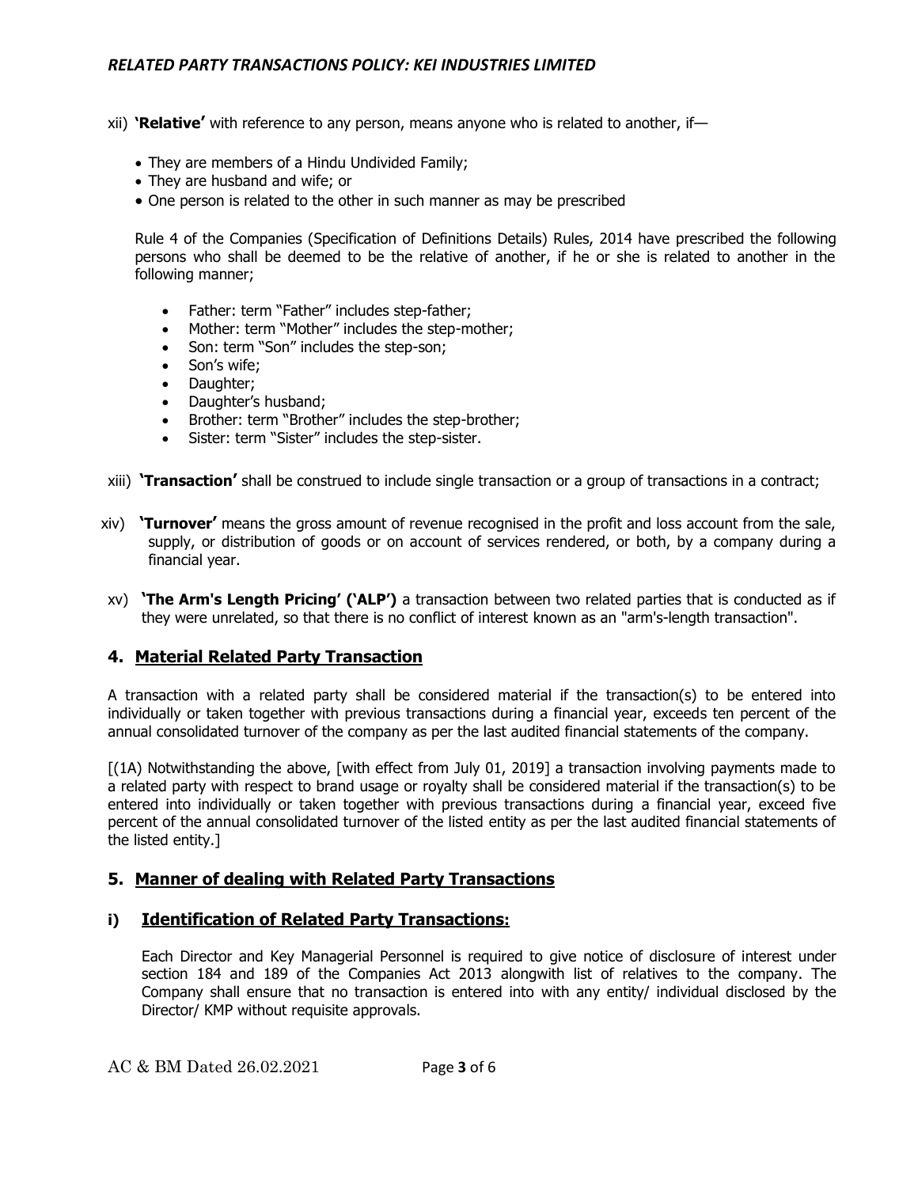xii) **'Relative'** with reference to any person, means anyone who is related to another, if—

- They are members of a Hindu Undivided Family;
- They are husband and wife; or
- One person is related to the other in such manner as may be prescribed

Rule 4 of the Companies (Specification of Definitions Details) Rules, 2014 have prescribed the following persons who shall be deemed to be the relative of another, if he or she is related to another in the following manner;

- Father: term "Father" includes step-father;
- Mother: term "Mother" includes the step-mother;
- Son: term "Son" includes the step-son;
- Son's wife;
- Daughter;
- Daughter's husband;
- Brother: term "Brother" includes the step-brother;
- Sister: term "Sister" includes the step-sister.

xiii) **'Transaction'** shall be construed to include single transaction or a group of transactions in a contract;

xiv) **'Turnover'** means the gross amount of revenue recognised in the profit and loss account from the sale, supply, or distribution of goods or on account of services rendered, or both, by a company during a financial year.

xv) **'The Arm's Length Pricing' ('ALP')** a transaction between two related parties that is conducted as if they were unrelated, so that there is no conflict of interest known as an "arm's-length transaction".

## 4. Material Related Party Transaction

A transaction with a related party shall be considered material if the transaction(s) to be entered into individually or taken together with previous transactions during a financial year, exceeds ten percent of the annual consolidated turnover of the company as per the last audited financial statements of the company.

[(1A) Notwithstanding the above, [with effect from July 01, 2019] a transaction involving payments made to a related party with respect to brand usage or royalty shall be considered material if the transaction(s) to be entered into individually or taken together with previous transactions during a financial year, exceed five percent of the annual consolidated turnover of the listed entity as per the last audited financial statements of the listed entity.]

## 5. Manner of dealing with Related Party Transactions

### i) Identification of Related Party Transactions:

Each Director and Key Managerial Personnel is required to give notice of disclosure of interest under section 184 and 189 of the Companies Act 2013 alongwith list of relatives to the company. The Company shall ensure that no transaction is entered into with any entity/ individual disclosed by the Director/ KMP without requisite approvals.

AC & BM Dated 26.02.2021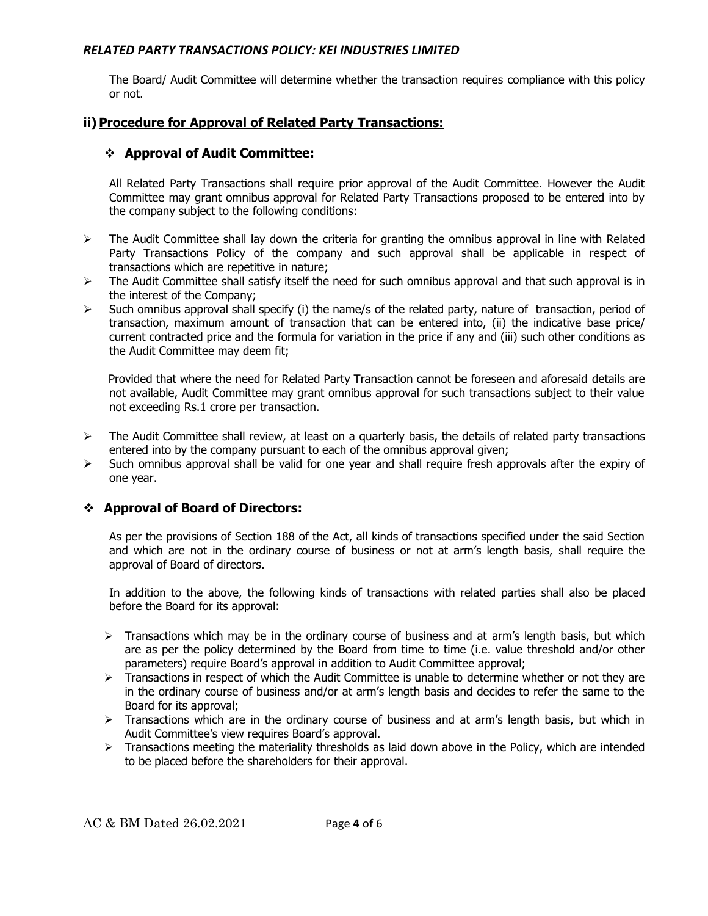The Board/ Audit Committee will determine whether the transaction requires compliance with this policy or not.

## ii) Procedure for Approval of Related Party Transactions:

### ❖ Approval of Audit Committee:

All Related Party Transactions shall require prior approval of the Audit Committee. However the Audit Committee may grant omnibus approval for Related Party Transactions proposed to be entered into by the company subject to the following conditions:

- The Audit Committee shall lay down the criteria for granting the omnibus approval in line with Related Party Transactions Policy of the company and such approval shall be applicable in respect of transactions which are repetitive in nature;
- The Audit Committee shall satisfy itself the need for such omnibus approval and that such approval is in the interest of the Company;
- Such omnibus approval shall specify (i) the name/s of the related party, nature of transaction, period of transaction, maximum amount of transaction that can be entered into, (ii) the indicative base price/ current contracted price and the formula for variation in the price if any and (iii) such other conditions as the Audit Committee may deem fit;

  Provided that where the need for Related Party Transaction cannot be foreseen and aforesaid details are not available, Audit Committee may grant omnibus approval for such transactions subject to their value not exceeding Rs.1 crore per transaction.

- The Audit Committee shall review, at least on a quarterly basis, the details of related party transactions entered into by the company pursuant to each of the omnibus approval given;
- Such omnibus approval shall be valid for one year and shall require fresh approvals after the expiry of one year.

### ❖ Approval of Board of Directors:

As per the provisions of Section 188 of the Act, all kinds of transactions specified under the said Section and which are not in the ordinary course of business or not at arm's length basis, shall require the approval of Board of directors.

In addition to the above, the following kinds of transactions with related parties shall also be placed before the Board for its approval:

- Transactions which may be in the ordinary course of business and at arm's length basis, but which are as per the policy determined by the Board from time to time (i.e. value threshold and/or other parameters) require Board's approval in addition to Audit Committee approval;
- Transactions in respect of which the Audit Committee is unable to determine whether or not they are in the ordinary course of business and/or at arm's length basis and decides to refer the same to the Board for its approval;
- Transactions which are in the ordinary course of business and at arm's length basis, but which in Audit Committee's view requires Board's approval.
- Transactions meeting the materiality thresholds as laid down above in the Policy, which are intended to be placed before the shareholders for their approval.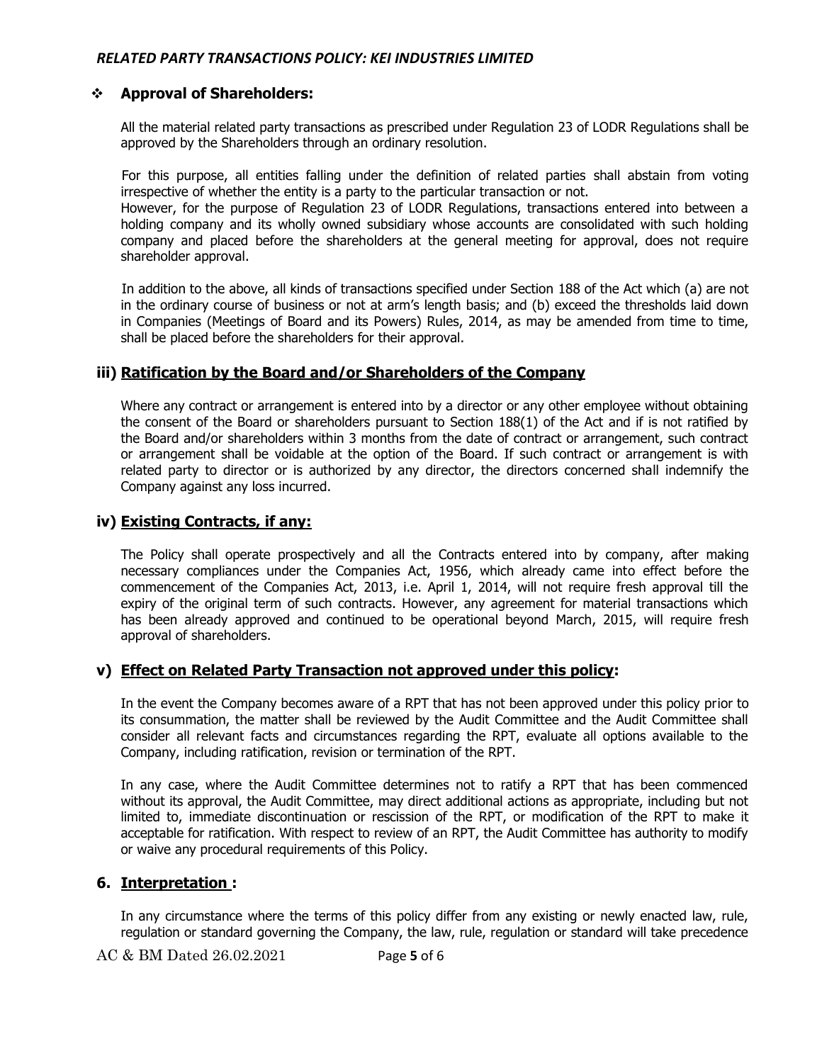- **Approval of Shareholders:**

All the material related party transactions as prescribed under Regulation 23 of LODR Regulations shall be approved by the Shareholders through an ordinary resolution.

For this purpose, all entities falling under the definition of related parties shall abstain from voting irrespective of whether the entity is a party to the particular transaction or not.
However, for the purpose of Regulation 23 of LODR Regulations, transactions entered into between a holding company and its wholly owned subsidiary whose accounts are consolidated with such holding company and placed before the shareholders at the general meeting for approval, does not require shareholder approval.

In addition to the above, all kinds of transactions specified under Section 188 of the Act which (a) are not in the ordinary course of business or not at arm's length basis; and (b) exceed the thresholds laid down in Companies (Meetings of Board and its Powers) Rules, 2014, as may be amended from time to time, shall be placed before the shareholders for their approval.

### iii) Ratification by the Board and/or Shareholders of the Company

Where any contract or arrangement is entered into by a director or any other employee without obtaining the consent of the Board or shareholders pursuant to Section 188(1) of the Act and if is not ratified by the Board and/or shareholders within 3 months from the date of contract or arrangement, such contract or arrangement shall be voidable at the option of the Board. If such contract or arrangement is with related party to director or is authorized by any director, the directors concerned shall indemnify the Company against any loss incurred.

### iv) Existing Contracts, if any:

The Policy shall operate prospectively and all the Contracts entered into by company, after making necessary compliances under the Companies Act, 1956, which already came into effect before the commencement of the Companies Act, 2013, i.e. April 1, 2014, will not require fresh approval till the expiry of the original term of such contracts. However, any agreement for material transactions which has been already approved and continued to be operational beyond March, 2015, will require fresh approval of shareholders.

### v) Effect on Related Party Transaction not approved under this policy:

In the event the Company becomes aware of a RPT that has not been approved under this policy prior to its consummation, the matter shall be reviewed by the Audit Committee and the Audit Committee shall consider all relevant facts and circumstances regarding the RPT, evaluate all options available to the Company, including ratification, revision or termination of the RPT.

In any case, where the Audit Committee determines not to ratify a RPT that has been commenced without its approval, the Audit Committee, may direct additional actions as appropriate, including but not limited to, immediate discontinuation or rescission of the RPT, or modification of the RPT to make it acceptable for ratification. With respect to review of an RPT, the Audit Committee has authority to modify or waive any procedural requirements of this Policy.

## 6. Interpretation :

In any circumstance where the terms of this policy differ from any existing or newly enacted law, rule, regulation or standard governing the Company, the law, rule, regulation or standard will take precedence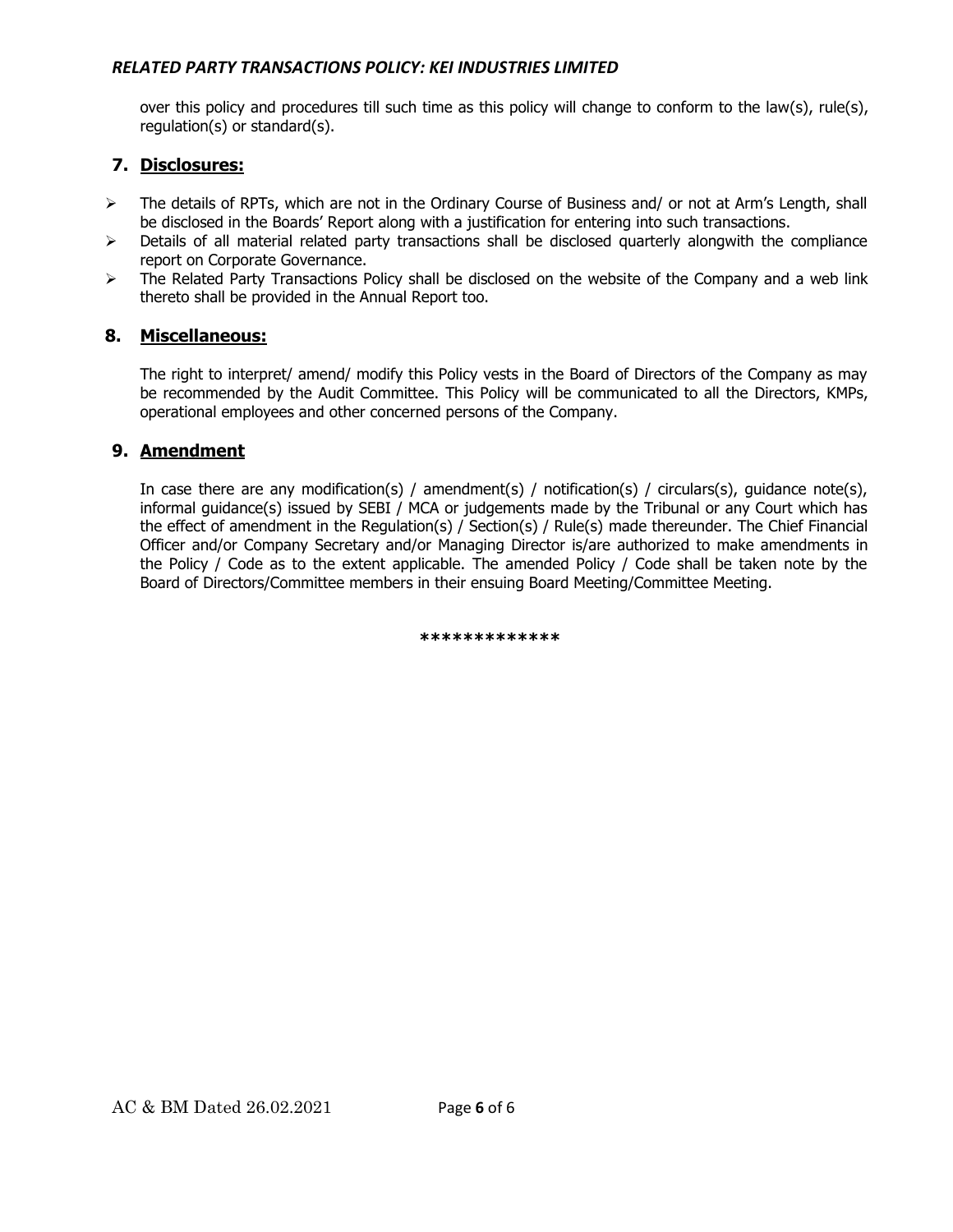over this policy and procedures till such time as this policy will change to conform to the law(s), rule(s), regulation(s) or standard(s).

## 7. Disclosures:

- The details of RPTs, which are not in the Ordinary Course of Business and/ or not at Arm's Length, shall be disclosed in the Boards' Report along with a justification for entering into such transactions.
- Details of all material related party transactions shall be disclosed quarterly alongwith the compliance report on Corporate Governance.
- The Related Party Transactions Policy shall be disclosed on the website of the Company and a web link thereto shall be provided in the Annual Report too.

## 8. Miscellaneous:

The right to interpret/ amend/ modify this Policy vests in the Board of Directors of the Company as may be recommended by the Audit Committee. This Policy will be communicated to all the Directors, KMPs, operational employees and other concerned persons of the Company.

## 9. Amendment

In case there are any modification(s) / amendment(s) / notification(s) / circulars(s), guidance note(s), informal guidance(s) issued by SEBI / MCA or judgements made by the Tribunal or any Court which has the effect of amendment in the Regulation(s) / Section(s) / Rule(s) made thereunder. The Chief Financial Officer and/or Company Secretary and/or Managing Director is/are authorized to make amendments in the Policy / Code as to the extent applicable. The amended Policy / Code shall be taken note by the Board of Directors/Committee members in their ensuing Board Meeting/Committee Meeting.

*************

AC & BM Dated 26.02.2021